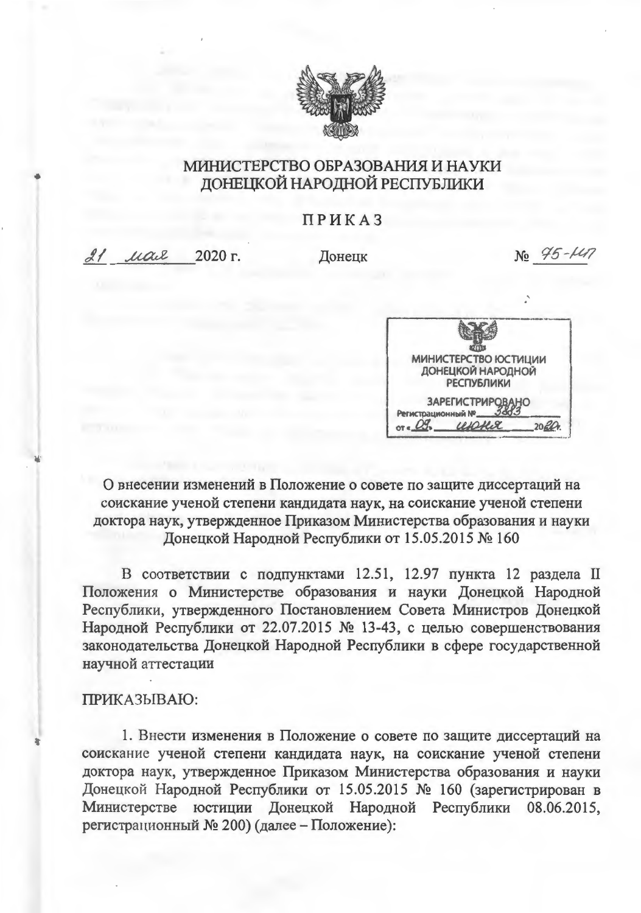МИНИСТЕРСТВО ОБРАЗОВАНИЯ И НАУКИ
ДОНЕЦКОЙ НАРОДНОЙ РЕСПУБЛИКИ

# ПРИКАЗ

21 мая 2020 г. Донецк № 75-НП

МИНИСТЕРСТВО ЮСТИЦИИ
ДОНЕЦКОЙ НАРОДНОЙ
РЕСПУБЛИКИ
ЗАРЕГИСТРИРОВАНО
Регистрационный № 3883
от «09» июня 2020.

**О внесении изменений в Положение о совете по защите диссертаций на соискание ученой степени кандидата наук, на соискание ученой степени доктора наук, утвержденное Приказом Министерства образования и науки Донецкой Народной Республики от 15.05.2015 № 160**

В соответствии с подпунктами 12.51, 12.97 пункта 12 раздела II Положения о Министерстве образования и науки Донецкой Народной Республики, утвержденного Постановлением Совета Министров Донецкой Народной Республики от 22.07.2015 № 13-43, с целью совершенствования законодательства Донецкой Народной Республики в сфере государственной научной аттестации

ПРИКАЗЫВАЮ:

1. Внести изменения в Положение о совете по защите диссертаций на соискание ученой степени кандидата наук, на соискание ученой степени доктора наук, утвержденное Приказом Министерства образования и науки Донецкой Народной Республики от 15.05.2015 № 160 (зарегистрирован в Министерстве юстиции Донецкой Народной Республики 08.06.2015, регистрационный № 200) (далее – Положение):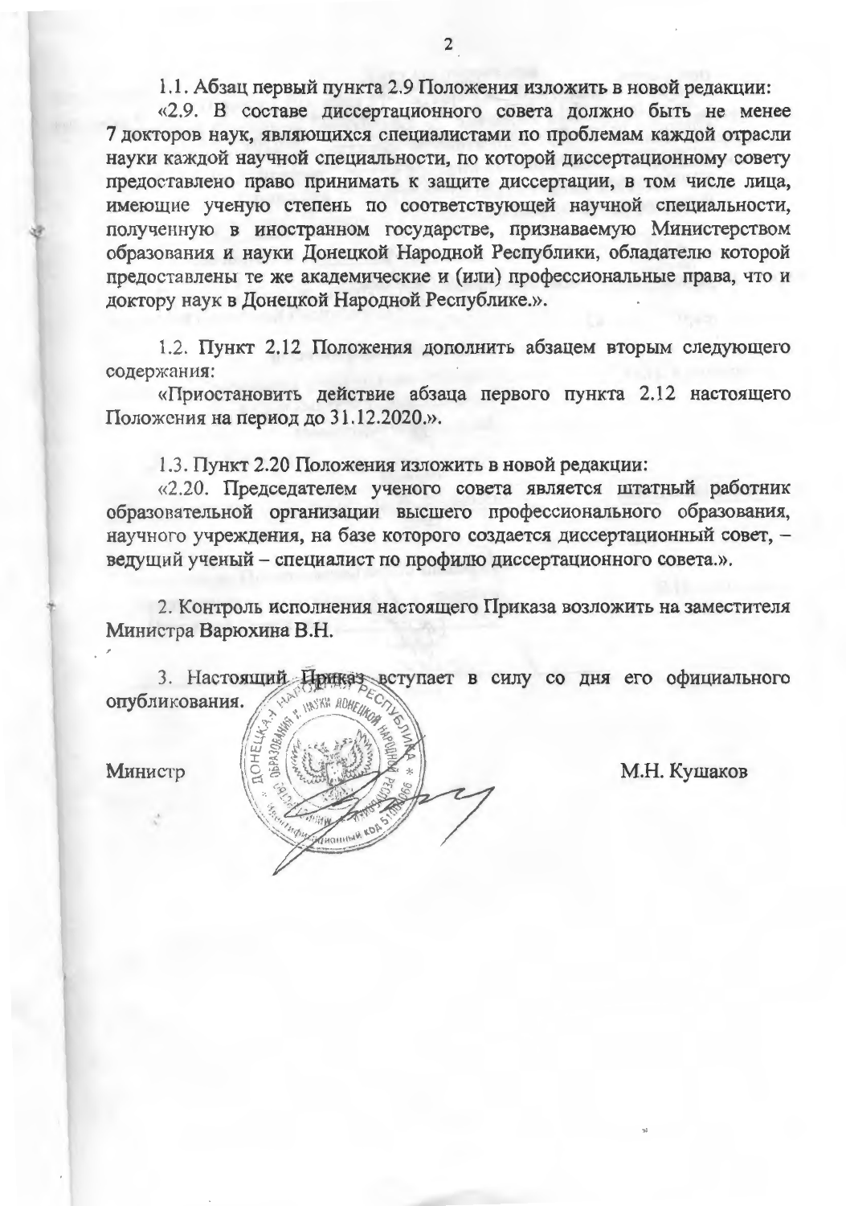1.1. Абзац первый пункта 2.9 Положения изложить в новой редакции:

«2.9. В составе диссертационного совета должно быть не менее 7 докторов наук, являющихся специалистами по проблемам каждой отрасли науки каждой научной специальности, по которой диссертационному совету предоставлено право принимать к защите диссертации, в том числе лица, имеющие ученую степень по соответствующей научной специальности, полученную в иностранном государстве, признаваемую Министерством образования и науки Донецкой Народной Республики, обладателю которой предоставлены те же академические и (или) профессиональные права, что и доктору наук в Донецкой Народной Республике.».

1.2. Пункт 2.12 Положения дополнить абзацем вторым следующего содержания:

«Приостановить действие абзаца первого пункта 2.12 настоящего Положения на период до 31.12.2020.».

1.3. Пункт 2.20 Положения изложить в новой редакции:

«2.20. Председателем ученого совета является штатный работник образовательной организации высшего профессионального образования, научного учреждения, на базе которого создается диссертационный совет, – ведущий ученый – специалист по профилю диссертационного совета.».

2. Контроль исполнения настоящего Приказа возложить на заместителя Министра Варюхина В.Н.

3. Настоящий Приказ вступает в силу со дня его официального опубликования.

Министр М.Н. Кушаков